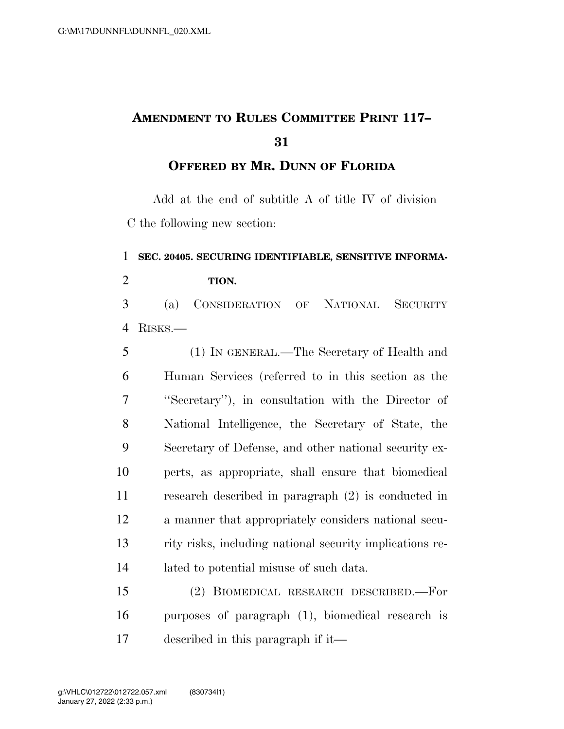# AMENDMENT TO RULES COMMITTEE PRINT 117–31

## OFFERED BY MR. DUNN OF FLORIDA

Add at the end of subtitle A of title IV of division C the following new section:

**SEC. 20405. SECURING IDENTIFIABLE, SENSITIVE INFORMATION.**

(a) CONSIDERATION OF NATIONAL SECURITY RISKS.—

(1) IN GENERAL.—The Secretary of Health and Human Services (referred to in this section as the "Secretary"), in consultation with the Director of National Intelligence, the Secretary of State, the Secretary of Defense, and other national security experts, as appropriate, shall ensure that biomedical research described in paragraph (2) is conducted in a manner that appropriately considers national security risks, including national security implications related to potential misuse of such data.

(2) BIOMEDICAL RESEARCH DESCRIBED.—For purposes of paragraph (1), biomedical research is described in this paragraph if it—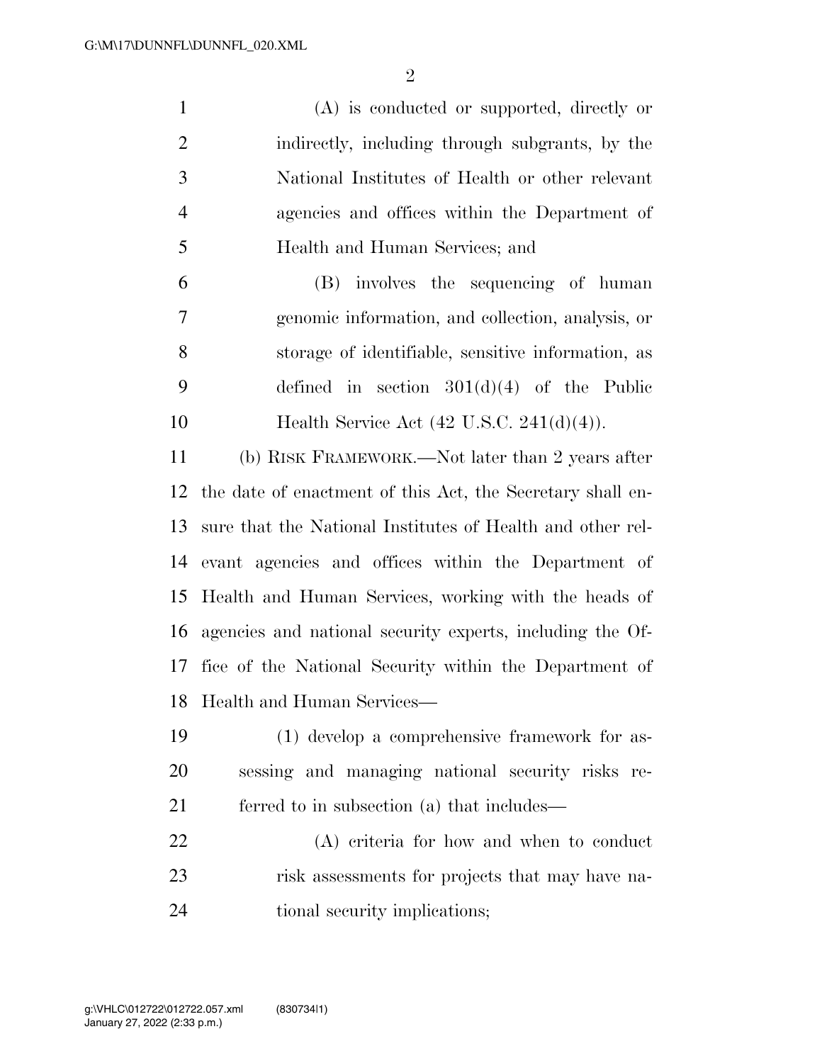(A) is conducted or supported, directly or indirectly, including through subgrants, by the National Institutes of Health or other relevant agencies and offices within the Department of Health and Human Services; and

(B) involves the sequencing of human genomic information, and collection, analysis, or storage of identifiable, sensitive information, as defined in section 301(d)(4) of the Public Health Service Act (42 U.S.C. 241(d)(4)).

(b) RISK FRAMEWORK.—Not later than 2 years after the date of enactment of this Act, the Secretary shall ensure that the National Institutes of Health and other relevant agencies and offices within the Department of Health and Human Services, working with the heads of agencies and national security experts, including the Office of the National Security within the Department of Health and Human Services—

(1) develop a comprehensive framework for assessing and managing national security risks referred to in subsection (a) that includes—

(A) criteria for how and when to conduct risk assessments for projects that may have national security implications;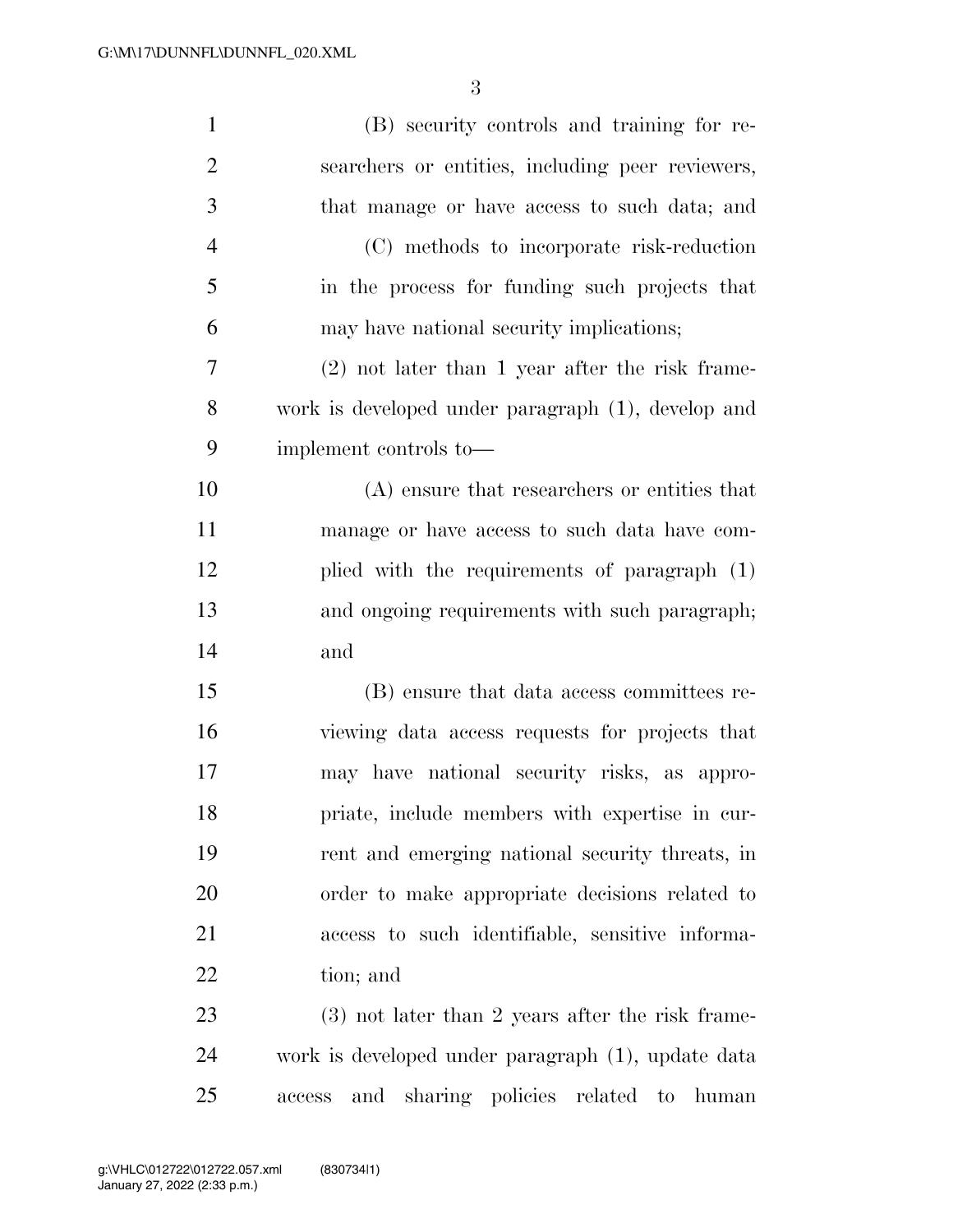(B) security controls and training for researchers or entities, including peer reviewers, that manage or have access to such data; and

(C) methods to incorporate risk-reduction in the process for funding such projects that may have national security implications;

(2) not later than 1 year after the risk framework is developed under paragraph (1), develop and implement controls to—

(A) ensure that researchers or entities that manage or have access to such data have complied with the requirements of paragraph (1) and ongoing requirements with such paragraph; and

(B) ensure that data access committees reviewing data access requests for projects that may have national security risks, as appropriate, include members with expertise in current and emerging national security threats, in order to make appropriate decisions related to access to such identifiable, sensitive information; and

(3) not later than 2 years after the risk framework is developed under paragraph (1), update data access and sharing policies related to human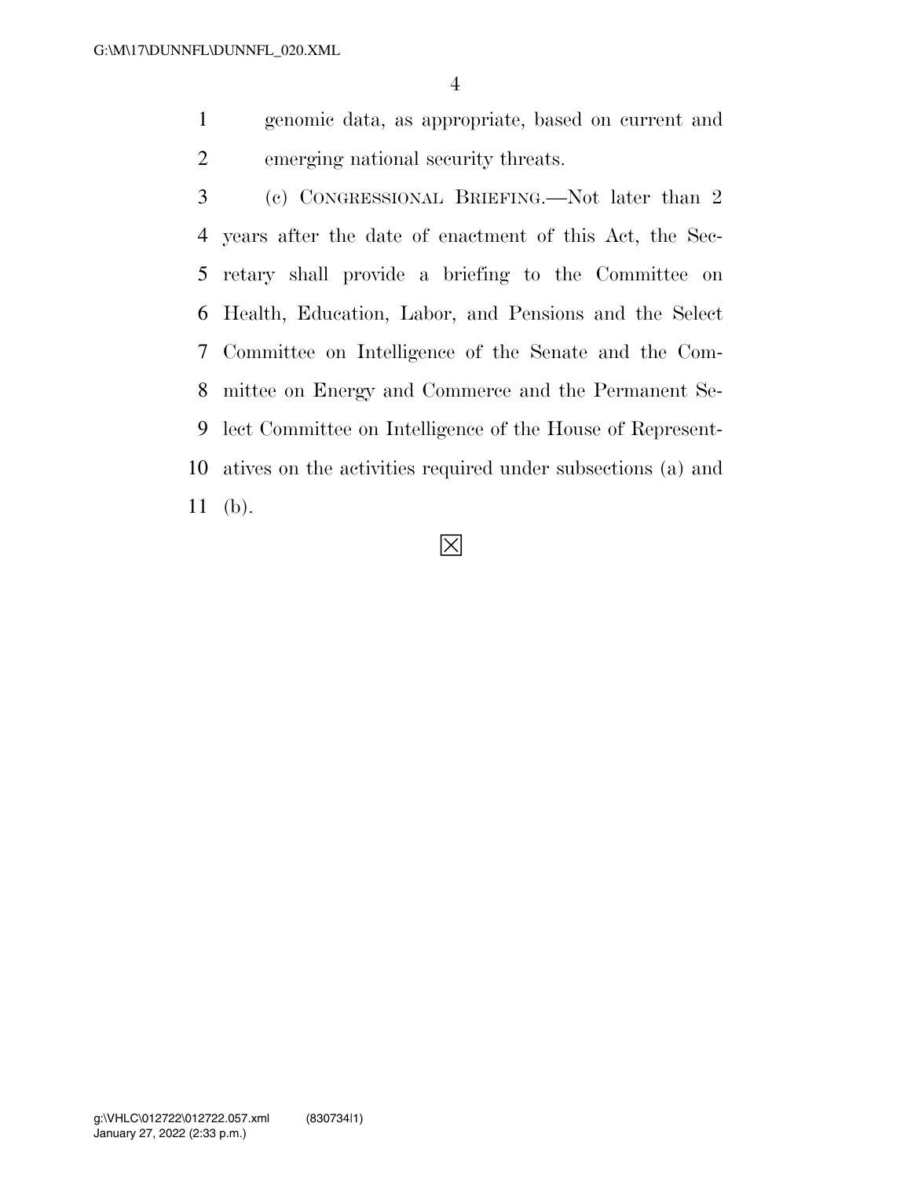genomic data, as appropriate, based on current and emerging national security threats.

(c) CONGRESSIONAL BRIEFING.—Not later than 2 years after the date of enactment of this Act, the Secretary shall provide a briefing to the Committee on Health, Education, Labor, and Pensions and the Select Committee on Intelligence of the Senate and the Committee on Energy and Commerce and the Permanent Select Committee on Intelligence of the House of Representatives on the activities required under subsections (a) and (b).

☒